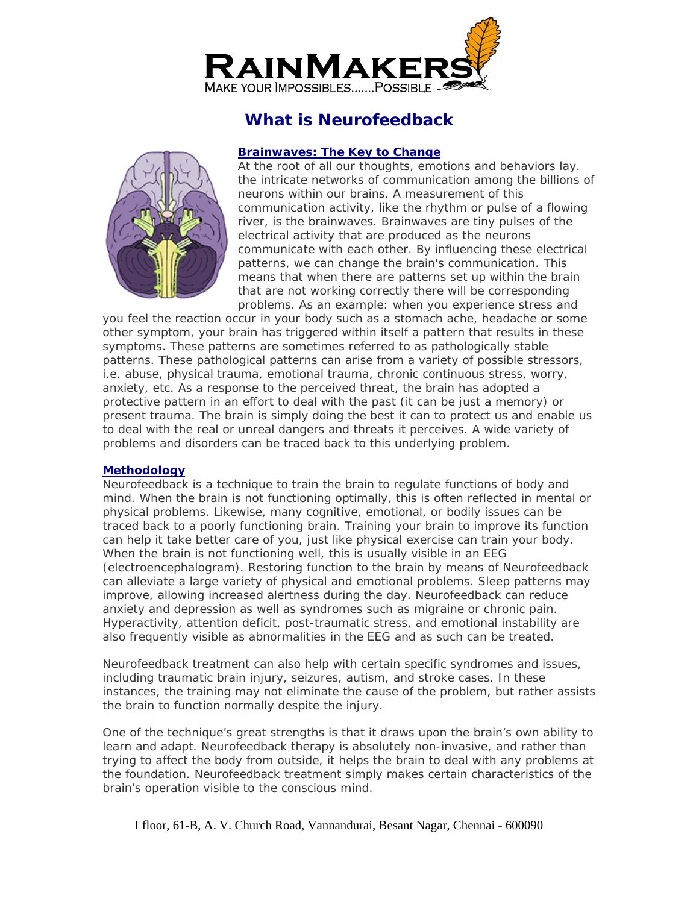# What is Neurofeedback

## Brainwaves: The Key to Change

At the root of all our thoughts, emotions and behaviors lay. the intricate networks of communication among the billions of neurons within our brains. A measurement of this communication activity, like the rhythm or pulse of a flowing river, is the brainwaves. Brainwaves are tiny pulses of the electrical activity that are produced as the neurons communicate with each other. By influencing these electrical patterns, we can change the brain's communication. This means that when there are patterns set up within the brain that are not working correctly there will be corresponding problems. As an example: when you experience stress and you feel the reaction occur in your body such as a stomach ache, headache or some other symptom, your brain has triggered within itself a pattern that results in these symptoms. These patterns are sometimes referred to as pathologically stable patterns. These pathological patterns can arise from a variety of possible stressors, i.e. abuse, physical trauma, emotional trauma, chronic continuous stress, worry, anxiety, etc. As a response to the perceived threat, the brain has adopted a protective pattern in an effort to deal with the past (it can be just a memory) or present trauma. The brain is simply doing the best it can to protect us and enable us to deal with the real or unreal dangers and threats it perceives. A wide variety of problems and disorders can be traced back to this underlying problem.

## Methodology

Neurofeedback is a technique to train the brain to regulate functions of body and mind. When the brain is not functioning optimally, this is often reflected in mental or physical problems. Likewise, many cognitive, emotional, or bodily issues can be traced back to a poorly functioning brain. Training your brain to improve its function can help it take better care of you, just like physical exercise can train your body. When the brain is not functioning well, this is usually visible in an EEG (electroencephalogram). Restoring function to the brain by means of Neurofeedback can alleviate a large variety of physical and emotional problems. Sleep patterns may improve, allowing increased alertness during the day. Neurofeedback can reduce anxiety and depression as well as syndromes such as migraine or chronic pain. Hyperactivity, attention deficit, post-traumatic stress, and emotional instability are also frequently visible as abnormalities in the EEG and as such can be treated.

Neurofeedback treatment can also help with certain specific syndromes and issues, including traumatic brain injury, seizures, autism, and stroke cases. In these instances, the training may not eliminate the cause of the problem, but rather assists the brain to function normally despite the injury.

One of the technique's great strengths is that it draws upon the brain's own ability to learn and adapt. Neurofeedback therapy is absolutely non-invasive, and rather than trying to affect the body from outside, it helps the brain to deal with any problems at the foundation. Neurofeedback treatment simply makes certain characteristics of the brain's operation visible to the conscious mind.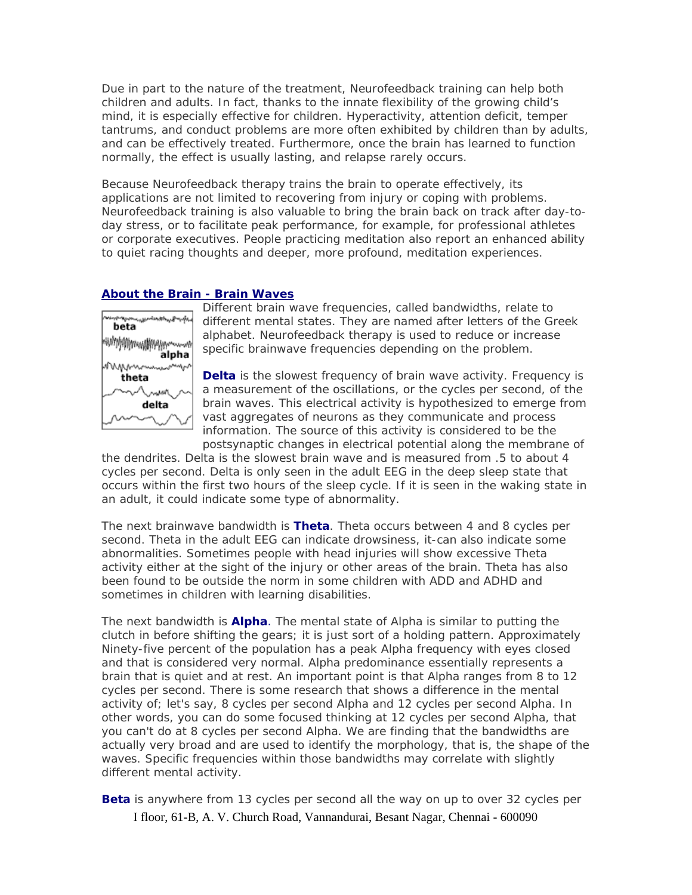Due in part to the nature of the treatment, Neurofeedback training can help both children and adults. In fact, thanks to the innate flexibility of the growing child's mind, it is especially effective for children. Hyperactivity, attention deficit, temper tantrums, and conduct problems are more often exhibited by children than by adults, and can be effectively treated. Furthermore, once the brain has learned to function normally, the effect is usually lasting, and relapse rarely occurs.

Because Neurofeedback therapy trains the brain to operate effectively, its applications are not limited to recovering from injury or coping with problems. Neurofeedback training is also valuable to bring the brain back on track after day-to-day stress, or to facilitate peak performance, for example, for professional athletes or corporate executives. People practicing meditation also report an enhanced ability to quiet racing thoughts and deeper, more profound, meditation experiences.

## About the Brain - Brain Waves

Different brain wave frequencies, called bandwidths, relate to different mental states. They are named after letters of the Greek alphabet. Neurofeedback therapy is used to reduce or increase specific brainwave frequencies depending on the problem.

**Delta** is the slowest frequency of brain wave activity. Frequency is a measurement of the oscillations, or the cycles per second, of the brain waves. This electrical activity is hypothesized to emerge from vast aggregates of neurons as they communicate and process information. The source of this activity is considered to be the postsynaptic changes in electrical potential along the membrane of the dendrites. Delta is the slowest brain wave and is measured from .5 to about 4 cycles per second. Delta is only seen in the adult EEG in the deep sleep state that occurs within the first two hours of the sleep cycle. If it is seen in the waking state in an adult, it could indicate some type of abnormality.

The next brainwave bandwidth is **Theta**. Theta occurs between 4 and 8 cycles per second. Theta in the adult EEG can indicate drowsiness, it-can also indicate some abnormalities. Sometimes people with head injuries will show excessive Theta activity either at the sight of the injury or other areas of the brain. Theta has also been found to be outside the norm in some children with ADD and ADHD and sometimes in children with learning disabilities.

The next bandwidth is **Alpha**. The mental state of Alpha is similar to putting the clutch in before shifting the gears; it is just sort of a holding pattern. Approximately Ninety-five percent of the population has a peak Alpha frequency with eyes closed and that is considered very normal. Alpha predominance essentially represents a brain that is quiet and at rest. An important point is that Alpha ranges from 8 to 12 cycles per second. There is some research that shows a difference in the mental activity of; let's say, 8 cycles per second Alpha and 12 cycles per second Alpha. In other words, you can do some focused thinking at 12 cycles per second Alpha, that you can't do at 8 cycles per second Alpha. We are finding that the bandwidths are actually very broad and are used to identify the morphology, that is, the shape of the waves. Specific frequencies within those bandwidths may correlate with slightly different mental activity.

**Beta** is anywhere from 13 cycles per second all the way on up to over 32 cycles per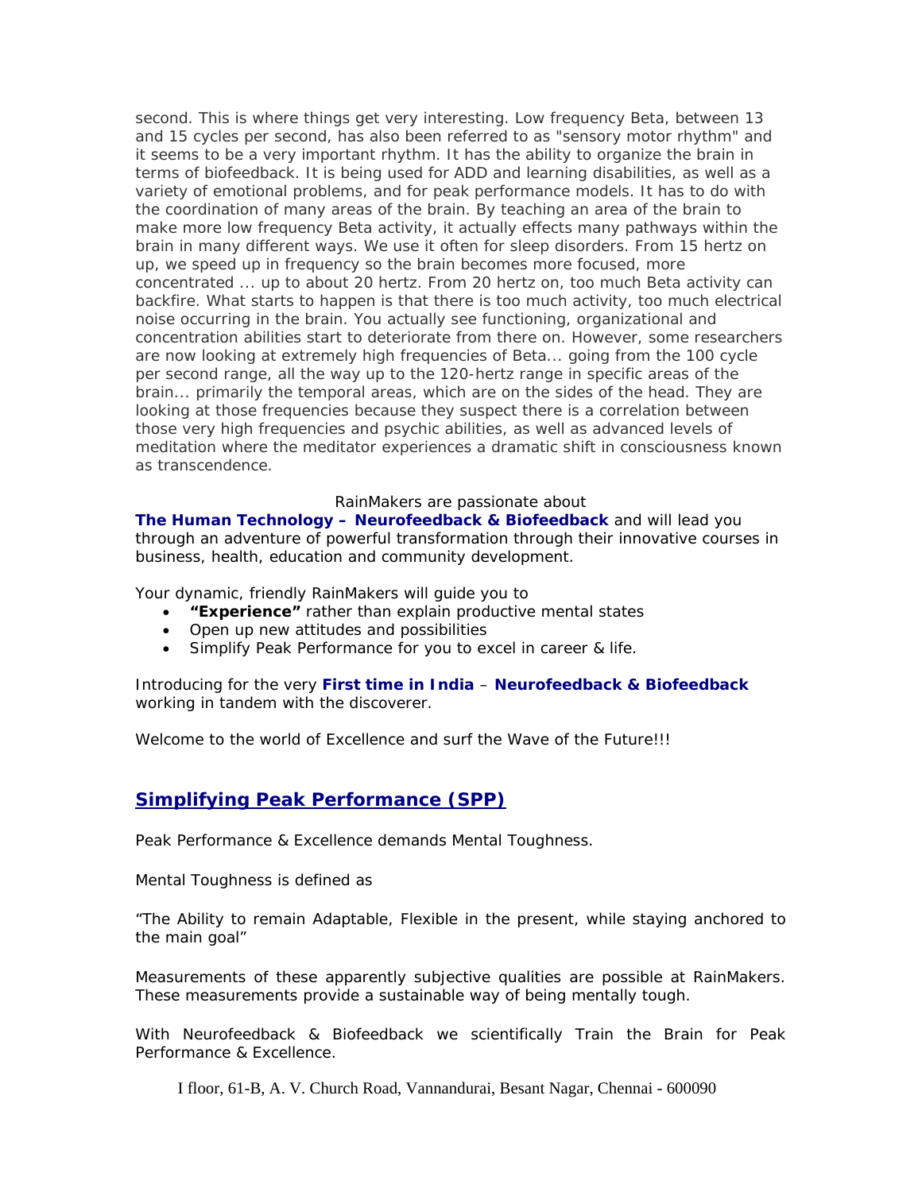second. This is where things get very interesting. Low frequency Beta, between 13 and 15 cycles per second, has also been referred to as "sensory motor rhythm" and it seems to be a very important rhythm. It has the ability to organize the brain in terms of biofeedback. It is being used for ADD and learning disabilities, as well as a variety of emotional problems, and for peak performance models. It has to do with the coordination of many areas of the brain. By teaching an area of the brain to make more low frequency Beta activity, it actually effects many pathways within the brain in many different ways. We use it often for sleep disorders. From 15 hertz on up, we speed up in frequency so the brain becomes more focused, more concentrated ... up to about 20 hertz. From 20 hertz on, too much Beta activity can backfire. What starts to happen is that there is too much activity, too much electrical noise occurring in the brain. You actually see functioning, organizational and concentration abilities start to deteriorate from there on. However, some researchers are now looking at extremely high frequencies of Beta... going from the 100 cycle per second range, all the way up to the 120-hertz range in specific areas of the brain... primarily the temporal areas, which are on the sides of the head. They are looking at those frequencies because they suspect there is a correlation between those very high frequencies and psychic abilities, as well as advanced levels of meditation where the meditator experiences a dramatic shift in consciousness known as transcendence.

RainMakers are passionate about **The Human Technology – Neurofeedback & Biofeedback** and will lead you through an adventure of powerful transformation through their innovative courses in business, health, education and community development.

Your dynamic, friendly RainMakers will guide you to

- **"Experience"** rather than explain productive mental states
- Open up new attitudes and possibilities
- Simplify Peak Performance for you to excel in career & life.

Introducing for the very **First time in India** – **Neurofeedback & Biofeedback** working in tandem with the discoverer.

Welcome to the world of Excellence and surf the Wave of the Future!!!

## Simplifying Peak Performance (SPP)

Peak Performance & Excellence demands Mental Toughness.

Mental Toughness is defined as

"The Ability to remain Adaptable, Flexible in the present, while staying anchored to the main goal"

Measurements of these apparently subjective qualities are possible at RainMakers. These measurements provide a sustainable way of being mentally tough.

With Neurofeedback & Biofeedback we scientifically Train the Brain for Peak Performance & Excellence.

I floor, 61-B, A. V. Church Road, Vannandurai, Besant Nagar, Chennai - 600090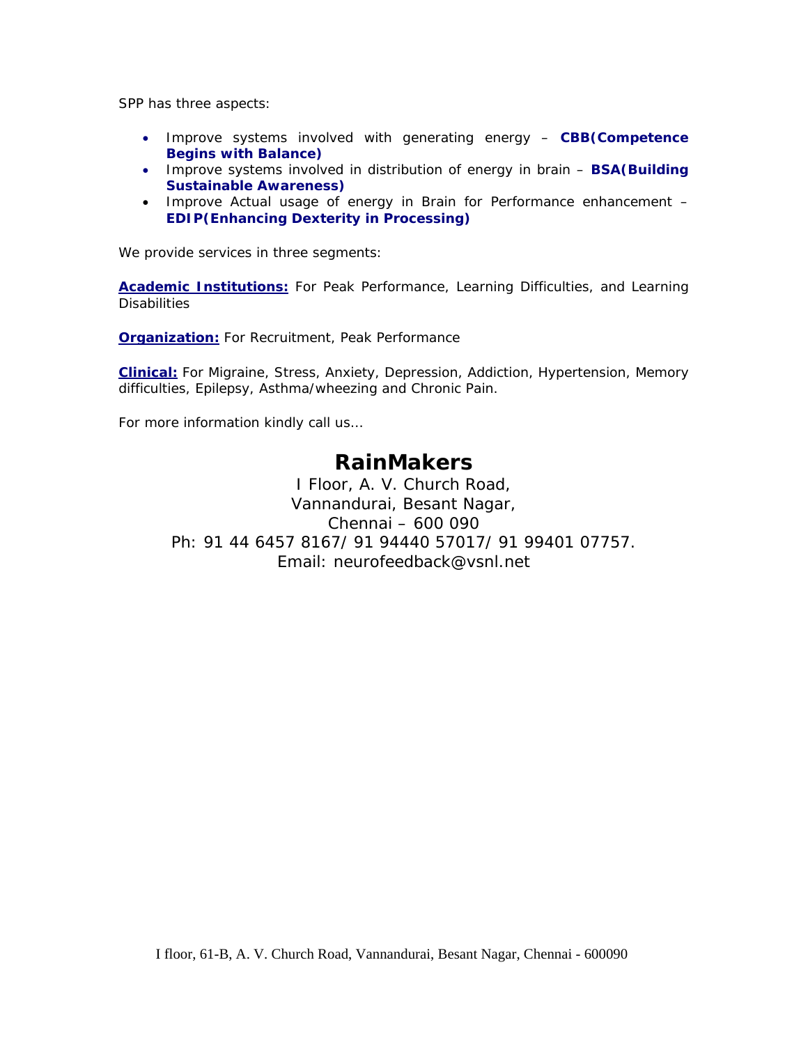SPP has three aspects:

- Improve systems involved with generating energy – **CBB(Competence Begins with Balance)**
- Improve systems involved in distribution of energy in brain – **BSA(Building Sustainable Awareness)**
- Improve Actual usage of energy in Brain for Performance enhancement – **EDIP(Enhancing Dexterity in Processing)**

We provide services in three segments:

**Academic Institutions:** For Peak Performance, Learning Difficulties, and Learning Disabilities

**Organization:** For Recruitment, Peak Performance

**Clinical:** For Migraine, Stress, Anxiety, Depression, Addiction, Hypertension, Memory difficulties, Epilepsy, Asthma/wheezing and Chronic Pain.

For more information kindly call us…

## RainMakers

I Floor, A. V. Church Road,
Vannandurai, Besant Nagar,
Chennai – 600 090
Ph: 91 44 6457 8167/ 91 94440 57017/ 91 99401 07757.
Email: neurofeedback@vsnl.net